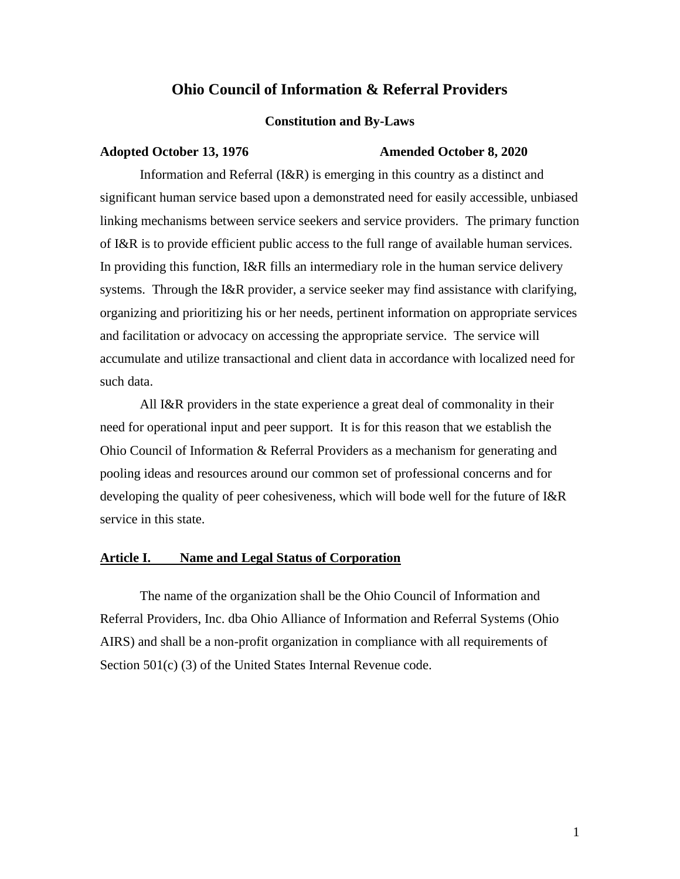# Ohio Council of Information & Referral Providers

### Constitution and By-Laws

**Adopted October 13, 1976** **Amended October 8, 2020**

Information and Referral (I&R) is emerging in this country as a distinct and significant human service based upon a demonstrated need for easily accessible, unbiased linking mechanisms between service seekers and service providers. The primary function of I&R is to provide efficient public access to the full range of available human services. In providing this function, I&R fills an intermediary role in the human service delivery systems. Through the I&R provider, a service seeker may find assistance with clarifying, organizing and prioritizing his or her needs, pertinent information on appropriate services and facilitation or advocacy on accessing the appropriate service. The service will accumulate and utilize transactional and client data in accordance with localized need for such data.

All I&R providers in the state experience a great deal of commonality in their need for operational input and peer support. It is for this reason that we establish the Ohio Council of Information & Referral Providers as a mechanism for generating and pooling ideas and resources around our common set of professional concerns and for developing the quality of peer cohesiveness, which will bode well for the future of I&R service in this state.

## Article I. Name and Legal Status of Corporation

The name of the organization shall be the Ohio Council of Information and Referral Providers, Inc. dba Ohio Alliance of Information and Referral Systems (Ohio AIRS) and shall be a non-profit organization in compliance with all requirements of Section 501(c) (3) of the United States Internal Revenue code.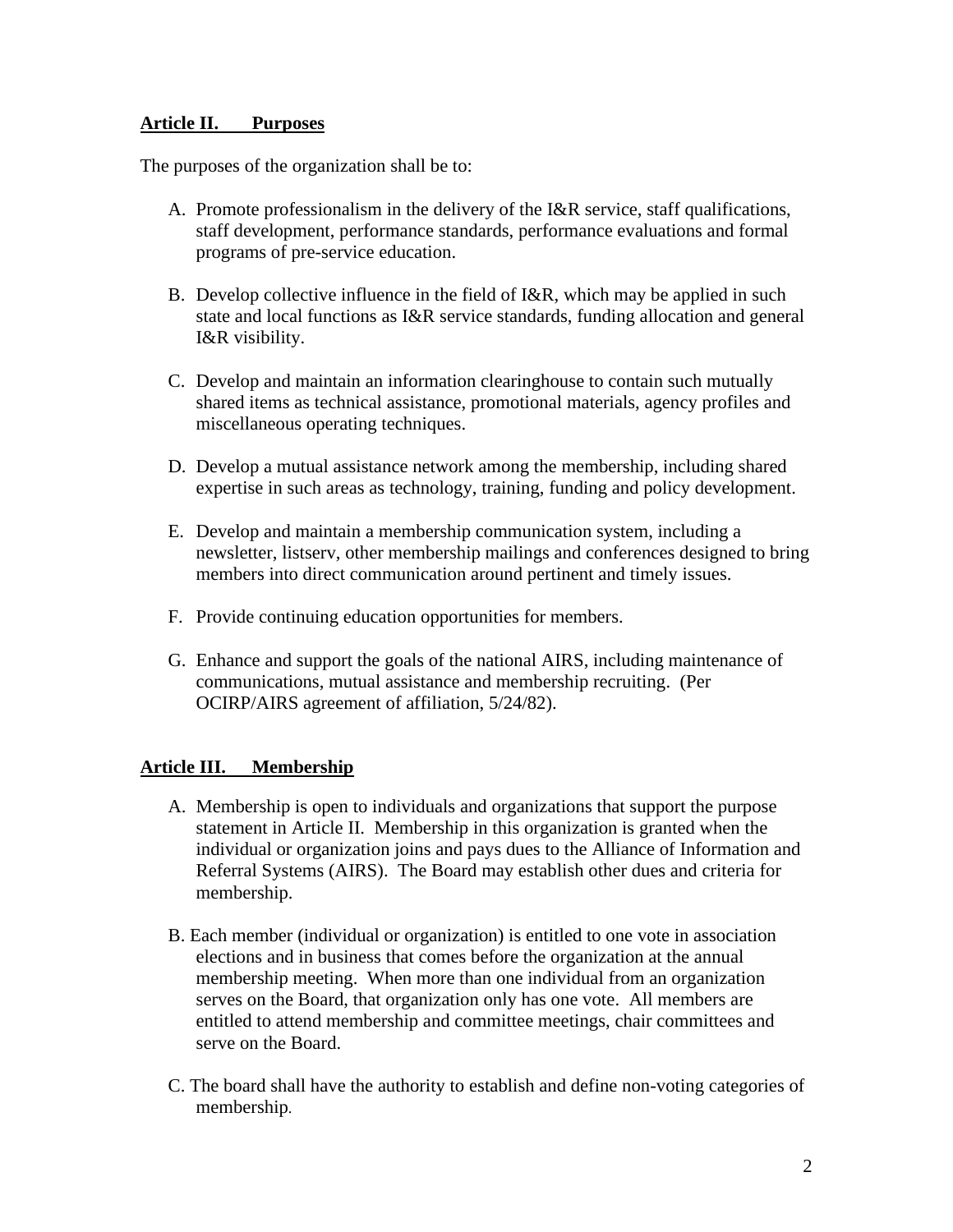**Article II. Purposes**

The purposes of the organization shall be to:

A. Promote professionalism in the delivery of the I&R service, staff qualifications, staff development, performance standards, performance evaluations and formal programs of pre-service education.

B. Develop collective influence in the field of I&R, which may be applied in such state and local functions as I&R service standards, funding allocation and general I&R visibility.

C. Develop and maintain an information clearinghouse to contain such mutually shared items as technical assistance, promotional materials, agency profiles and miscellaneous operating techniques.

D. Develop a mutual assistance network among the membership, including shared expertise in such areas as technology, training, funding and policy development.

E. Develop and maintain a membership communication system, including a newsletter, listserv, other membership mailings and conferences designed to bring members into direct communication around pertinent and timely issues.

F. Provide continuing education opportunities for members.

G. Enhance and support the goals of the national AIRS, including maintenance of communications, mutual assistance and membership recruiting. (Per OCIRP/AIRS agreement of affiliation, 5/24/82).

**Article III. Membership**

A. Membership is open to individuals and organizations that support the purpose statement in Article II. Membership in this organization is granted when the individual or organization joins and pays dues to the Alliance of Information and Referral Systems (AIRS). The Board may establish other dues and criteria for membership.

B. Each member (individual or organization) is entitled to one vote in association elections and in business that comes before the organization at the annual membership meeting. When more than one individual from an organization serves on the Board, that organization only has one vote. All members are entitled to attend membership and committee meetings, chair committees and serve on the Board.

C. The board shall have the authority to establish and define non-voting categories of membership.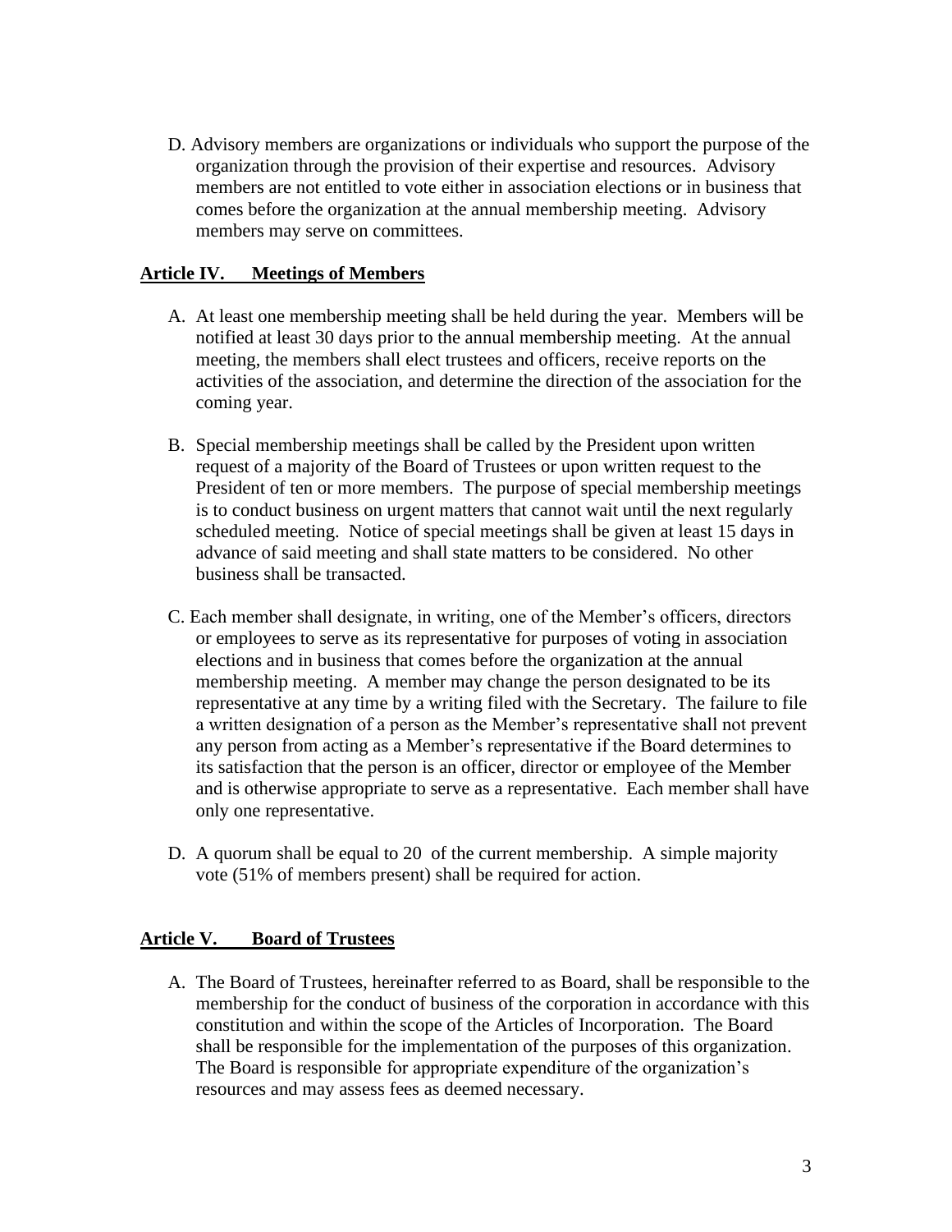D. Advisory members are organizations or individuals who support the purpose of the organization through the provision of their expertise and resources. Advisory members are not entitled to vote either in association elections or in business that comes before the organization at the annual membership meeting. Advisory members may serve on committees.

## Article IV. Meetings of Members

A. At least one membership meeting shall be held during the year. Members will be notified at least 30 days prior to the annual membership meeting. At the annual meeting, the members shall elect trustees and officers, receive reports on the activities of the association, and determine the direction of the association for the coming year.

B. Special membership meetings shall be called by the President upon written request of a majority of the Board of Trustees or upon written request to the President of ten or more members. The purpose of special membership meetings is to conduct business on urgent matters that cannot wait until the next regularly scheduled meeting. Notice of special meetings shall be given at least 15 days in advance of said meeting and shall state matters to be considered. No other business shall be transacted.

C. Each member shall designate, in writing, one of the Member's officers, directors or employees to serve as its representative for purposes of voting in association elections and in business that comes before the organization at the annual membership meeting. A member may change the person designated to be its representative at any time by a writing filed with the Secretary. The failure to file a written designation of a person as the Member's representative shall not prevent any person from acting as a Member's representative if the Board determines to its satisfaction that the person is an officer, director or employee of the Member and is otherwise appropriate to serve as a representative. Each member shall have only one representative.

D. A quorum shall be equal to 20 of the current membership. A simple majority vote (51% of members present) shall be required for action.

## Article V. Board of Trustees

A. The Board of Trustees, hereinafter referred to as Board, shall be responsible to the membership for the conduct of business of the corporation in accordance with this constitution and within the scope of the Articles of Incorporation. The Board shall be responsible for the implementation of the purposes of this organization. The Board is responsible for appropriate expenditure of the organization's resources and may assess fees as deemed necessary.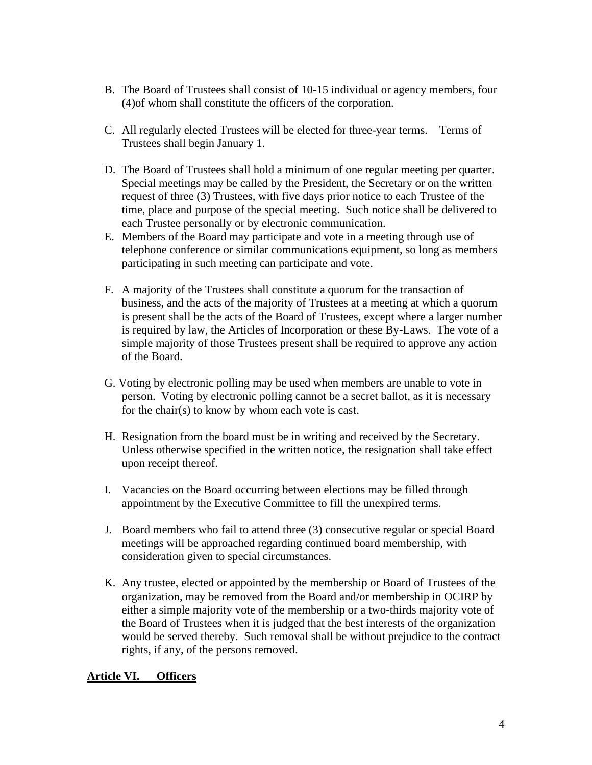B. The Board of Trustees shall consist of 10-15 individual or agency members, four (4)of whom shall constitute the officers of the corporation.

C. All regularly elected Trustees will be elected for three-year terms. Terms of Trustees shall begin January 1.

D. The Board of Trustees shall hold a minimum of one regular meeting per quarter. Special meetings may be called by the President, the Secretary or on the written request of three (3) Trustees, with five days prior notice to each Trustee of the time, place and purpose of the special meeting. Such notice shall be delivered to each Trustee personally or by electronic communication.

E. Members of the Board may participate and vote in a meeting through use of telephone conference or similar communications equipment, so long as members participating in such meeting can participate and vote.

F. A majority of the Trustees shall constitute a quorum for the transaction of business, and the acts of the majority of Trustees at a meeting at which a quorum is present shall be the acts of the Board of Trustees, except where a larger number is required by law, the Articles of Incorporation or these By-Laws. The vote of a simple majority of those Trustees present shall be required to approve any action of the Board.

G. Voting by electronic polling may be used when members are unable to vote in person. Voting by electronic polling cannot be a secret ballot, as it is necessary for the chair(s) to know by whom each vote is cast.

H. Resignation from the board must be in writing and received by the Secretary. Unless otherwise specified in the written notice, the resignation shall take effect upon receipt thereof.

I. Vacancies on the Board occurring between elections may be filled through appointment by the Executive Committee to fill the unexpired terms.

J. Board members who fail to attend three (3) consecutive regular or special Board meetings will be approached regarding continued board membership, with consideration given to special circumstances.

K. Any trustee, elected or appointed by the membership or Board of Trustees of the organization, may be removed from the Board and/or membership in OCIRP by either a simple majority vote of the membership or a two-thirds majority vote of the Board of Trustees when it is judged that the best interests of the organization would be served thereby. Such removal shall be without prejudice to the contract rights, if any, of the persons removed.

## Article VI. Officers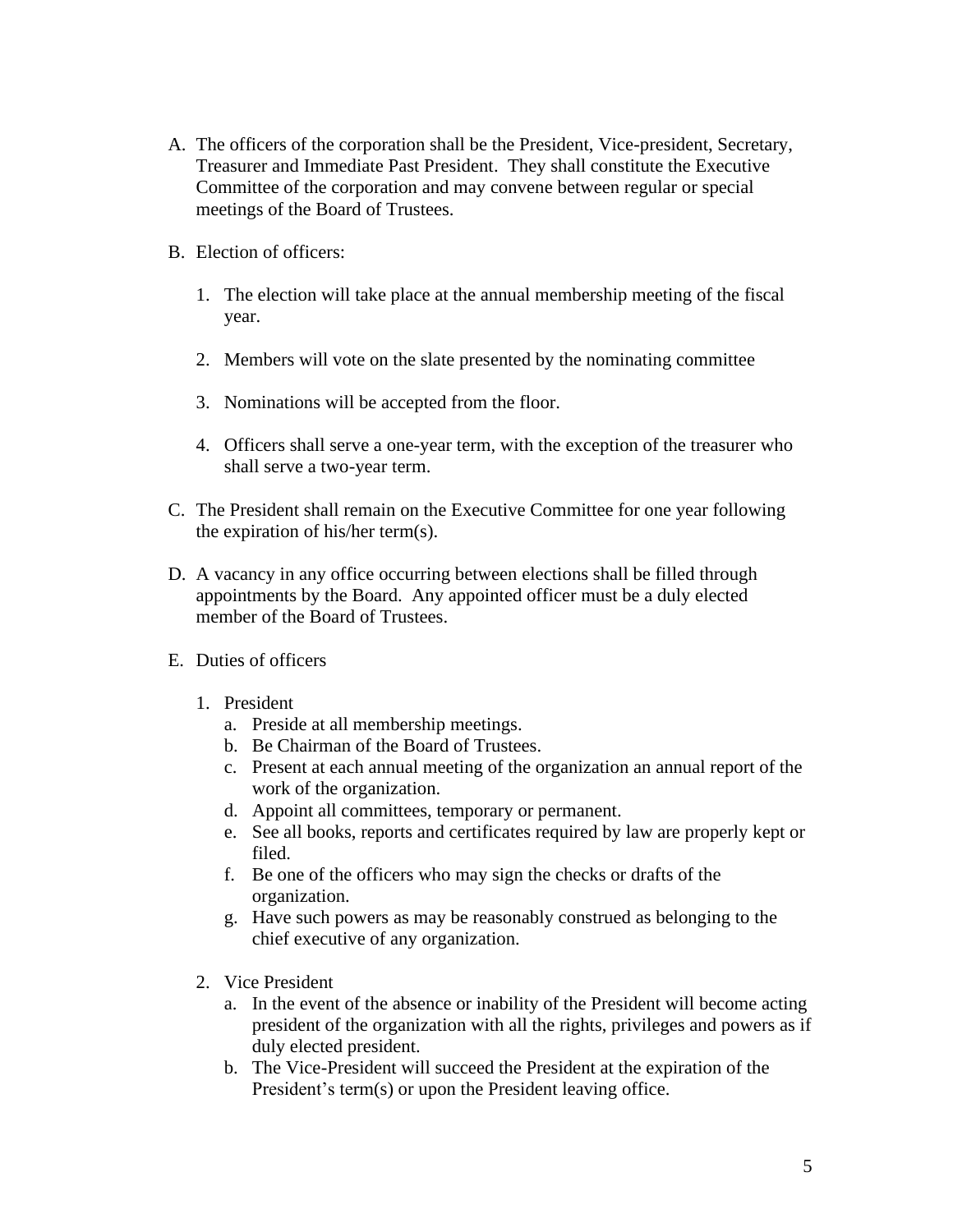A. The officers of the corporation shall be the President, Vice-president, Secretary, Treasurer and Immediate Past President. They shall constitute the Executive Committee of the corporation and may convene between regular or special meetings of the Board of Trustees.

B. Election of officers:

   1. The election will take place at the annual membership meeting of the fiscal year.

   2. Members will vote on the slate presented by the nominating committee

   3. Nominations will be accepted from the floor.

   4. Officers shall serve a one-year term, with the exception of the treasurer who shall serve a two-year term.

C. The President shall remain on the Executive Committee for one year following the expiration of his/her term(s).

D. A vacancy in any office occurring between elections shall be filled through appointments by the Board. Any appointed officer must be a duly elected member of the Board of Trustees.

E. Duties of officers

   1. President
      a. Preside at all membership meetings.
      b. Be Chairman of the Board of Trustees.
      c. Present at each annual meeting of the organization an annual report of the work of the organization.
      d. Appoint all committees, temporary or permanent.
      e. See all books, reports and certificates required by law are properly kept or filed.
      f. Be one of the officers who may sign the checks or drafts of the organization.
      g. Have such powers as may be reasonably construed as belonging to the chief executive of any organization.

   2. Vice President
      a. In the event of the absence or inability of the President will become acting president of the organization with all the rights, privileges and powers as if duly elected president.
      b. The Vice-President will succeed the President at the expiration of the President's term(s) or upon the President leaving office.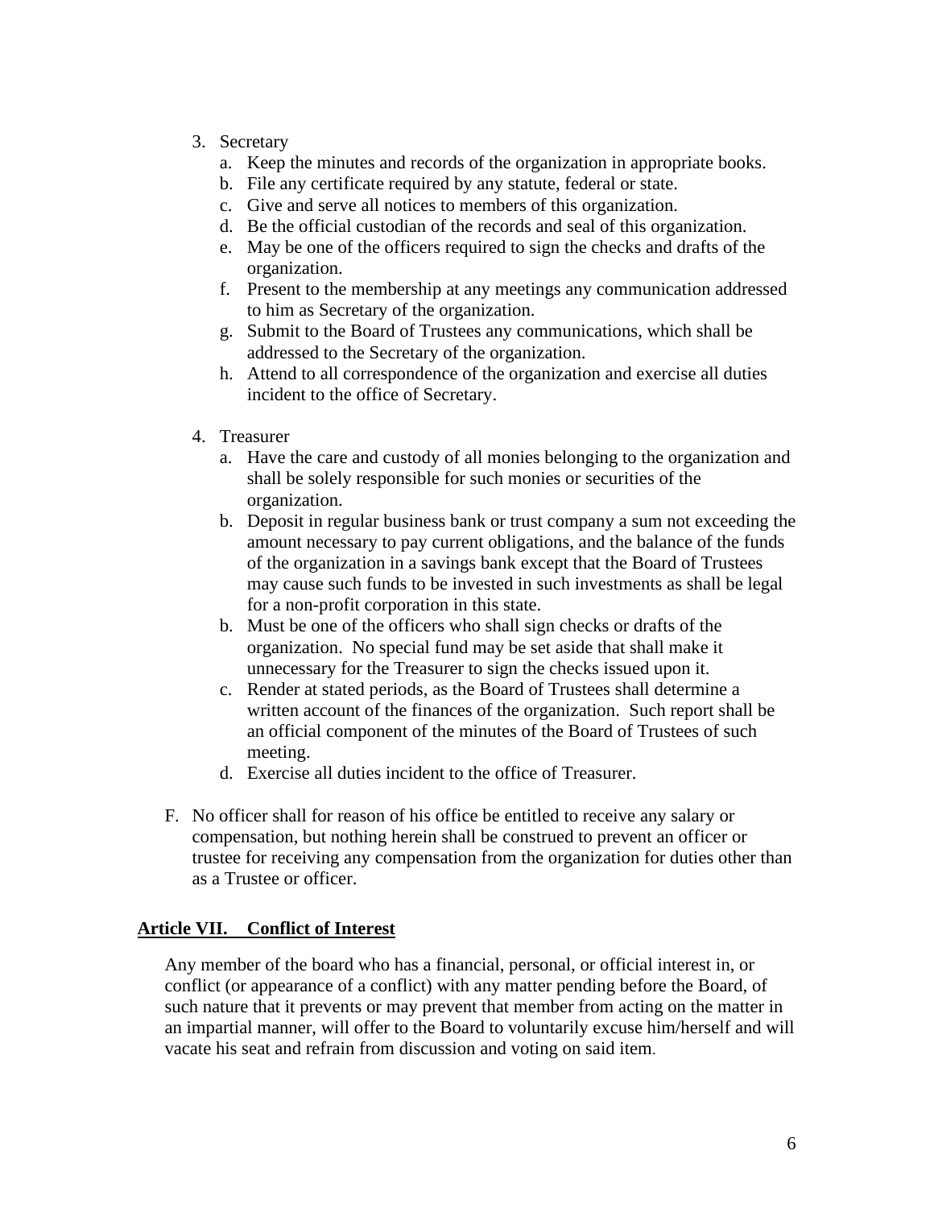3. Secretary
   a. Keep the minutes and records of the organization in appropriate books.
   b. File any certificate required by any statute, federal or state.
   c. Give and serve all notices to members of this organization.
   d. Be the official custodian of the records and seal of this organization.
   e. May be one of the officers required to sign the checks and drafts of the organization.
   f. Present to the membership at any meetings any communication addressed to him as Secretary of the organization.
   g. Submit to the Board of Trustees any communications, which shall be addressed to the Secretary of the organization.
   h. Attend to all correspondence of the organization and exercise all duties incident to the office of Secretary.

4. Treasurer
   a. Have the care and custody of all monies belonging to the organization and shall be solely responsible for such monies or securities of the organization.
   b. Deposit in regular business bank or trust company a sum not exceeding the amount necessary to pay current obligations, and the balance of the funds of the organization in a savings bank except that the Board of Trustees may cause such funds to be invested in such investments as shall be legal for a non-profit corporation in this state.
   b. Must be one of the officers who shall sign checks or drafts of the organization. No special fund may be set aside that shall make it unnecessary for the Treasurer to sign the checks issued upon it.
   c. Render at stated periods, as the Board of Trustees shall determine a written account of the finances of the organization. Such report shall be an official component of the minutes of the Board of Trustees of such meeting.
   d. Exercise all duties incident to the office of Treasurer.

F. No officer shall for reason of his office be entitled to receive any salary or compensation, but nothing herein shall be construed to prevent an officer or trustee for receiving any compensation from the organization for duties other than as a Trustee or officer.

## Article VII. Conflict of Interest

Any member of the board who has a financial, personal, or official interest in, or conflict (or appearance of a conflict) with any matter pending before the Board, of such nature that it prevents or may prevent that member from acting on the matter in an impartial manner, will offer to the Board to voluntarily excuse him/herself and will vacate his seat and refrain from discussion and voting on said item.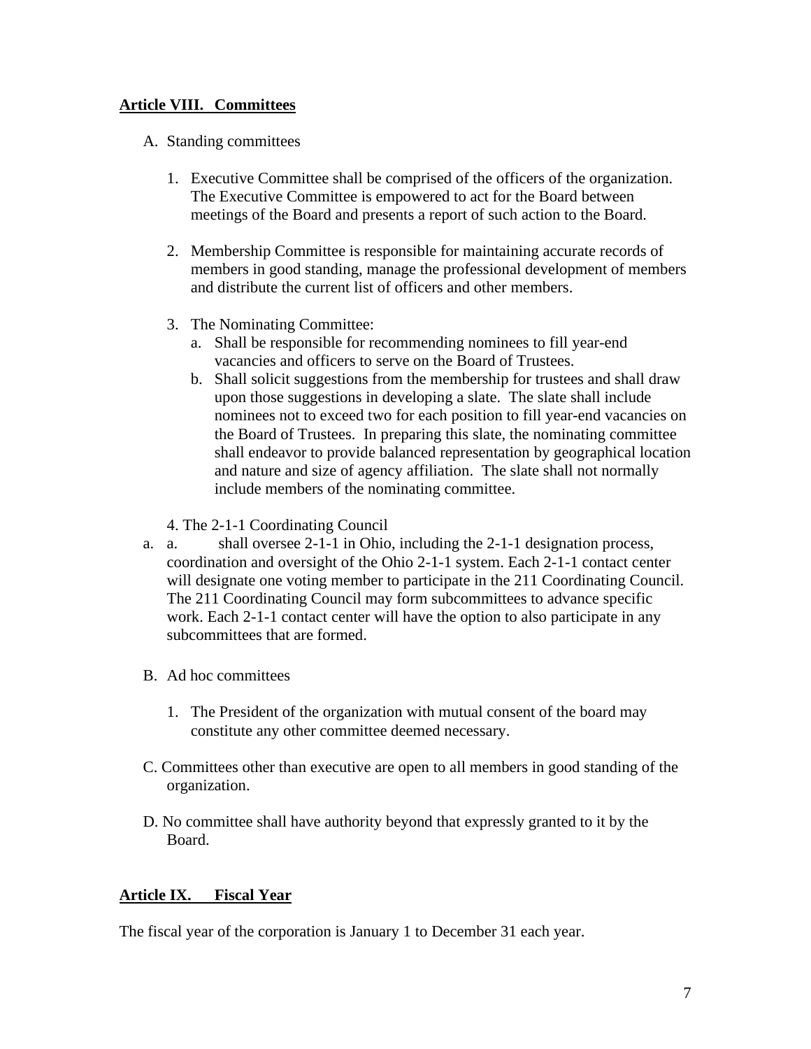**Article VIII. Committees**

A. Standing committees

1. Executive Committee shall be comprised of the officers of the organization. The Executive Committee is empowered to act for the Board between meetings of the Board and presents a report of such action to the Board.

2. Membership Committee is responsible for maintaining accurate records of members in good standing, manage the professional development of members and distribute the current list of officers and other members.

3. The Nominating Committee:
   a. Shall be responsible for recommending nominees to fill year-end vacancies and officers to serve on the Board of Trustees.
   b. Shall solicit suggestions from the membership for trustees and shall draw upon those suggestions in developing a slate. The slate shall include nominees not to exceed two for each position to fill year-end vacancies on the Board of Trustees. In preparing this slate, the nominating committee shall endeavor to provide balanced representation by geographical location and nature and size of agency affiliation. The slate shall not normally include members of the nominating committee.

4. The 2-1-1 Coordinating Council
   a. a. shall oversee 2-1-1 in Ohio, including the 2-1-1 designation process, coordination and oversight of the Ohio 2-1-1 system. Each 2-1-1 contact center will designate one voting member to participate in the 211 Coordinating Council. The 211 Coordinating Council may form subcommittees to advance specific work. Each 2-1-1 contact center will have the option to also participate in any subcommittees that are formed.

B. Ad hoc committees

1. The President of the organization with mutual consent of the board may constitute any other committee deemed necessary.

C. Committees other than executive are open to all members in good standing of the organization.

D. No committee shall have authority beyond that expressly granted to it by the Board.

**Article IX. Fiscal Year**

The fiscal year of the corporation is January 1 to December 31 each year.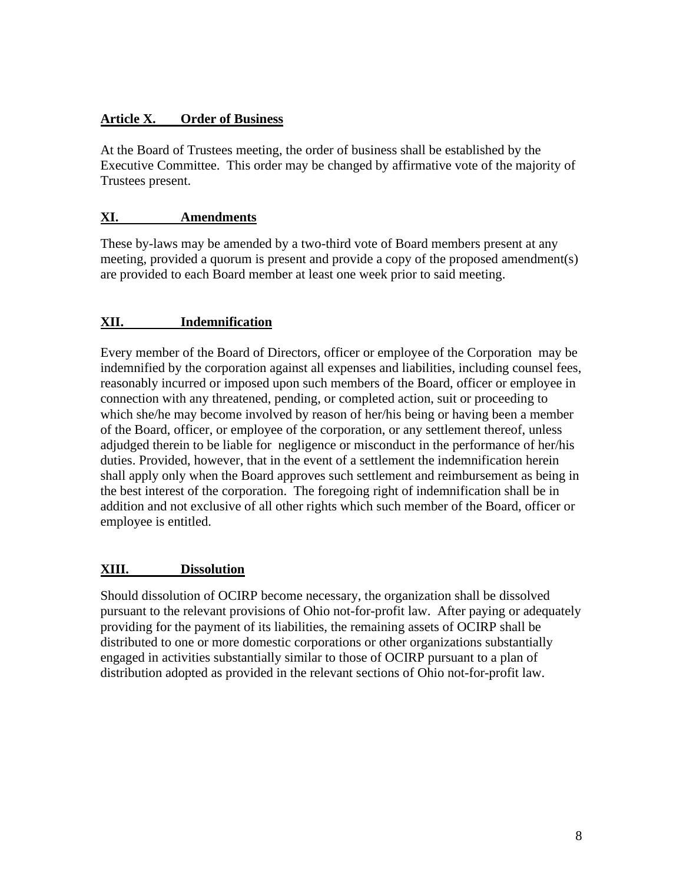## Article X. Order of Business

At the Board of Trustees meeting, the order of business shall be established by the Executive Committee. This order may be changed by affirmative vote of the majority of Trustees present.

## XI. Amendments

These by-laws may be amended by a two-third vote of Board members present at any meeting, provided a quorum is present and provide a copy of the proposed amendment(s) are provided to each Board member at least one week prior to said meeting.

## XII. Indemnification

Every member of the Board of Directors, officer or employee of the Corporation may be indemnified by the corporation against all expenses and liabilities, including counsel fees, reasonably incurred or imposed upon such members of the Board, officer or employee in connection with any threatened, pending, or completed action, suit or proceeding to which she/he may become involved by reason of her/his being or having been a member of the Board, officer, or employee of the corporation, or any settlement thereof, unless adjudged therein to be liable for negligence or misconduct in the performance of her/his duties. Provided, however, that in the event of a settlement the indemnification herein shall apply only when the Board approves such settlement and reimbursement as being in the best interest of the corporation. The foregoing right of indemnification shall be in addition and not exclusive of all other rights which such member of the Board, officer or employee is entitled.

## XIII. Dissolution

Should dissolution of OCIRP become necessary, the organization shall be dissolved pursuant to the relevant provisions of Ohio not-for-profit law. After paying or adequately providing for the payment of its liabilities, the remaining assets of OCIRP shall be distributed to one or more domestic corporations or other organizations substantially engaged in activities substantially similar to those of OCIRP pursuant to a plan of distribution adopted as provided in the relevant sections of Ohio not-for-profit law.